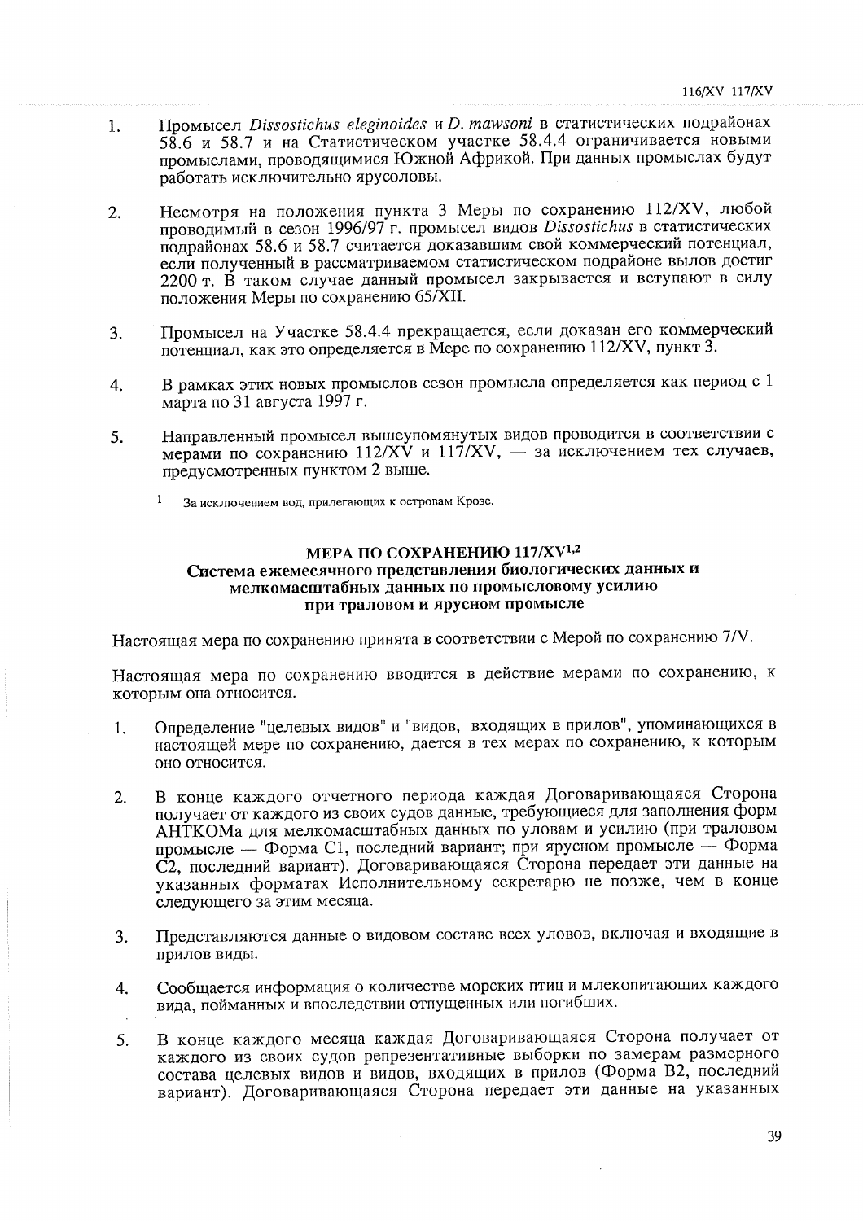1. Промысел *Dissostichus eleginoides* и *D. mawsoni* в статистических подрайонах 58.6 и 58.7 и на Статистическом участке 58.4.4 ограничивается новыми промыслами, проводящимися Южной Африкой. При данных промыслах будут работать исключительно ярусоловы.

2. Несмотря на положения пункта 3 Меры по сохранению 112/XV, любой проводимый в сезон 1996/97 г. промысел видов *Dissostichus* в статистических подрайонах 58.6 и 58.7 считается доказавшим свой коммерческий потенциал, если полученный в рассматриваемом статистическом подрайоне вылов достиг 2200 т. В таком случае данный промысел закрывается и вступают в силу положения Меры по сохранению 65/XII.

3. Промысел на Участке 58.4.4 прекращается, если доказан его коммерческий потенциал, как это определяется в Мере по сохранению 112/XV, пункт 3.

4. В рамках этих новых промыслов сезон промысла определяется как период с 1 марта по 31 августа 1997 г.

5. Направленный промысел вышеупомянутых видов проводится в соответствии с мерами по сохранению 112/XV и 117/XV, — за исключением тех случаев, предусмотренных пунктом 2 выше.

[1] За исключением вод, прилегающих к островам Крозе.

### МЕРА ПО СОХРАНЕНИЮ 117/XV[1,2]
### Система ежемесячного представления биологических данных и мелкомасштабных данных по промысловому усилию при траловом и ярусном промысле

Настоящая мера по сохранению принята в соответствии с Мерой по сохранению 7/V.

Настоящая мера по сохранению вводится в действие мерами по сохранению, к которым она относится.

1. Определение "целевых видов" и "видов, входящих в прилов", упоминающихся в настоящей мере по сохранению, дается в тех мерах по сохранению, к которым оно относится.

2. В конце каждого отчетного периода каждая Договаривающаяся Сторона получает от каждого из своих судов данные, требующиеся для заполнения форм АНТКОМа для мелкомасштабных данных по уловам и усилию (при траловом промысле — Форма C1, последний вариант; при ярусном промысле — Форма C2, последний вариант). Договаривающаяся Сторона передает эти данные на указанных форматах Исполнительному секретарю не позже, чем в конце следующего за этим месяца.

3. Представляются данные о видовом составе всех уловов, включая и входящие в прилов виды.

4. Сообщается информация о количестве морских птиц и млекопитающих каждого вида, пойманных и впоследствии отпущенных или погибших.

5. В конце каждого месяца каждая Договаривающаяся Сторона получает от каждого из своих судов репрезентативные выборки по замерам размерного состава целевых видов и видов, входящих в прилов (Форма B2, последний вариант). Договаривающаяся Сторона передает эти данные на указанных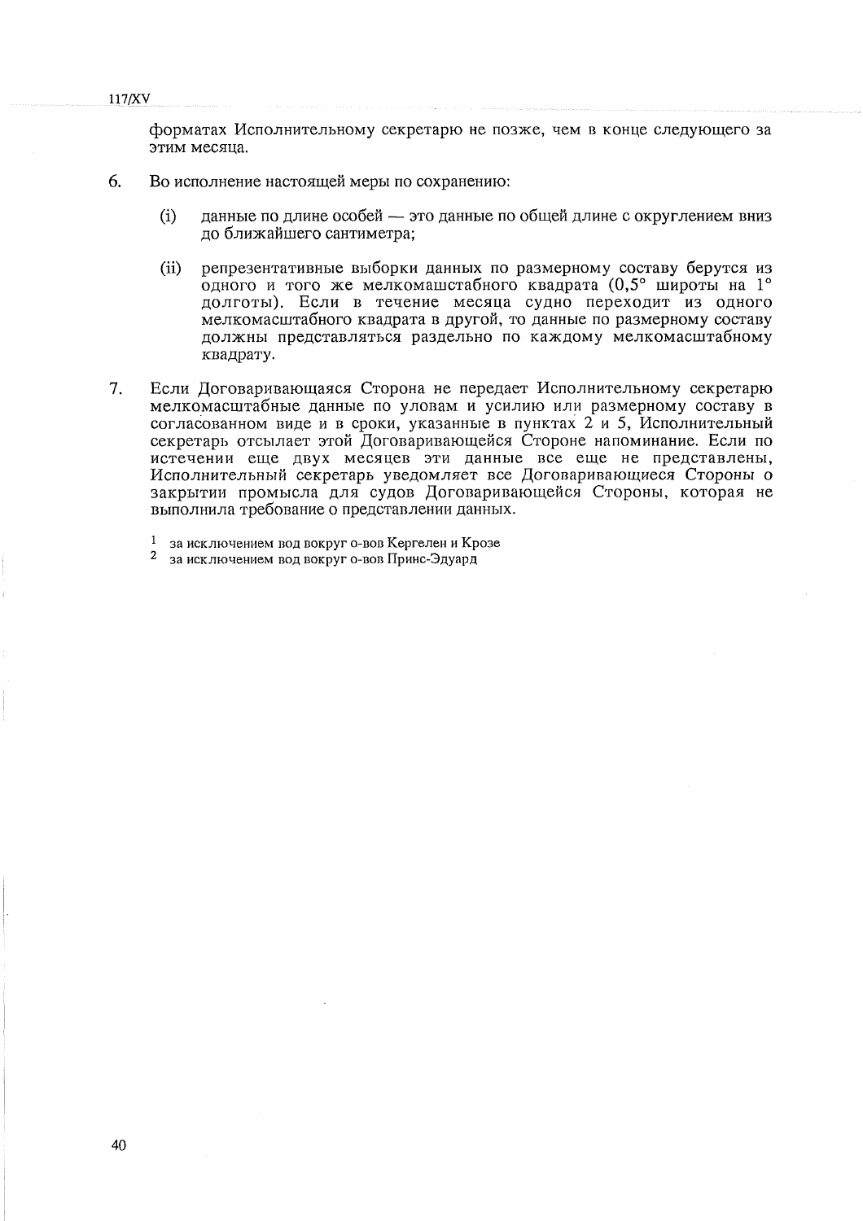форматах Исполнительному секретарю не позже, чем в конце следующего за этим месяца.

6. Во исполнение настоящей меры по сохранению:

   (i) данные по длине особей — это данные по общей длине с округлением вниз до ближайшего сантиметра;

   (ii) репрезентативные выборки данных по размерному составу берутся из одного и того же мелкомасштабного квадрата (0,5° широты на 1° долготы). Если в течение месяца судно переходит из одного мелкомасштабного квадрата в другой, то данные по размерному составу должны представляться раздельно по каждому мелкомасштабному квадрату.

7. Если Договаривающаяся Сторона не передает Исполнительному секретарю мелкомасштабные данные по уловам и усилию или размерному составу в согласованном виде и в сроки, указанные в пунктах 2 и 5, Исполнительный секретарь отсылает этой Договаривающейся Стороне напоминание. Если по истечении еще двух месяцев эти данные все еще не представлены, Исполнительный секретарь уведомляет все Договаривающиеся Стороны о закрытии промысла для судов Договаривающейся Стороны, которая не выполнила требование о представлении данных.

[1] за исключением вод вокруг о-вов Кергелен и Крозе
[2] за исключением вод вокруг о-вов Принс-Эдуард